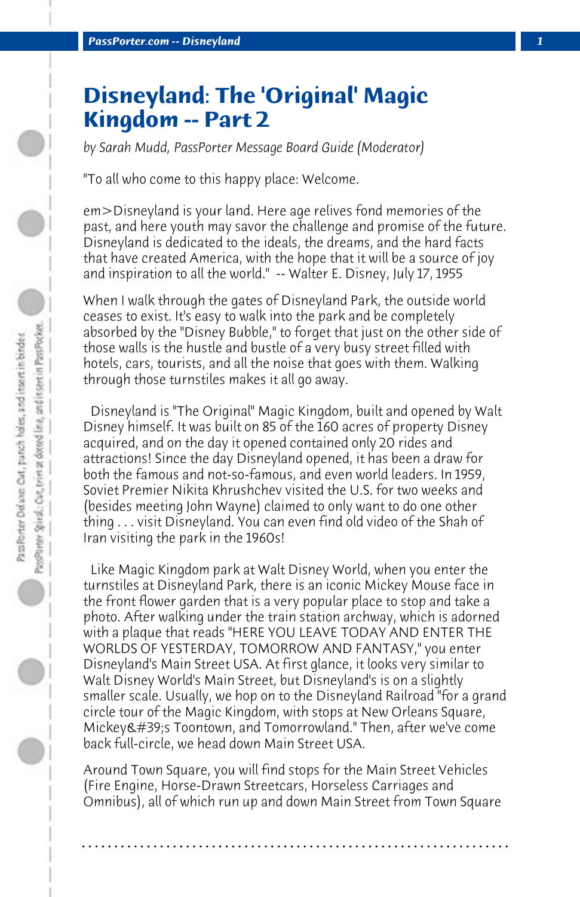# Disneyland: The 'Original' Magic Kingdom -- Part 2

*by Sarah Mudd, PassPorter Message Board Guide (Moderator)*

"To all who come to this happy place: Welcome.

em>Disneyland is your land. Here age relives fond memories of the past, and here youth may savor the challenge and promise of the future. Disneyland is dedicated to the ideals, the dreams, and the hard facts that have created America, with the hope that it will be a source of joy and inspiration to all the world." -- Walter E. Disney, July 17, 1955

When I walk through the gates of Disneyland Park, the outside world ceases to exist. It's easy to walk into the park and be completely absorbed by the "Disney Bubble," to forget that just on the other side of those walls is the hustle and bustle of a very busy street filled with hotels, cars, tourists, and all the noise that goes with them. Walking through those turnstiles makes it all go away.

Disneyland is "The Original" Magic Kingdom, built and opened by Walt Disney himself. It was built on 85 of the 160 acres of property Disney acquired, and on the day it opened contained only 20 rides and attractions! Since the day Disneyland opened, it has been a draw for both the famous and not-so-famous, and even world leaders. In 1959, Soviet Premier Nikita Khrushchev visited the U.S. for two weeks and (besides meeting John Wayne) claimed to only want to do one other thing . . . visit Disneyland. You can even find old video of the Shah of Iran visiting the park in the 1960s!

Like Magic Kingdom park at Walt Disney World, when you enter the turnstiles at Disneyland Park, there is an iconic Mickey Mouse face in the front flower garden that is a very popular place to stop and take a photo. After walking under the train station archway, which is adorned with a plaque that reads "HERE YOU LEAVE TODAY AND ENTER THE WORLDS OF YESTERDAY, TOMORROW AND FANTASY," you enter Disneyland's Main Street USA. At first glance, it looks very similar to Walt Disney World's Main Street, but Disneyland's is on a slightly smaller scale. Usually, we hop on to the Disneyland Railroad "for a grand circle tour of the Magic Kingdom, with stops at New Orleans Square, Mickey&#39;s Toontown, and Tomorrowland." Then, after we've come back full-circle, we head down Main Street USA.

Around Town Square, you will find stops for the Main Street Vehicles (Fire Engine, Horse-Drawn Streetcars, Horseless Carriages and Omnibus), all of which run up and down Main Street from Town Square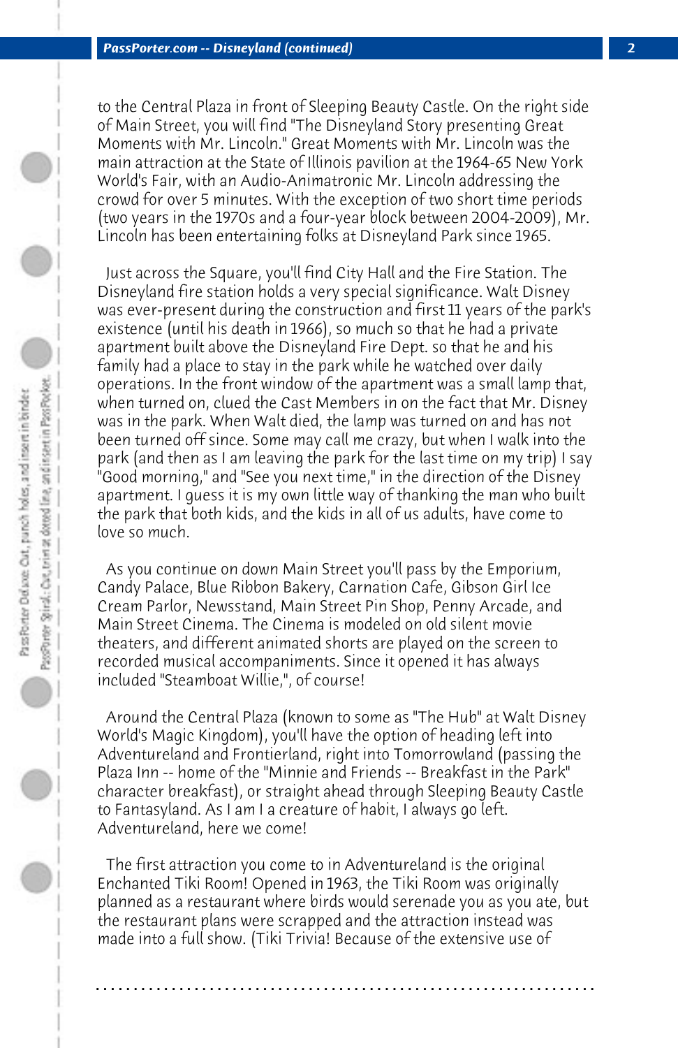to the Central Plaza in front of Sleeping Beauty Castle. On the right side of Main Street, you will find "The Disneyland Story presenting Great Moments with Mr. Lincoln." Great Moments with Mr. Lincoln was the main attraction at the State of Illinois pavilion at the 1964-65 New York World's Fair, with an Audio-Animatronic Mr. Lincoln addressing the crowd for over 5 minutes. With the exception of two short time periods (two years in the 1970s and a four-year block between 2004-2009), Mr. Lincoln has been entertaining folks at Disneyland Park since 1965.

Just across the Square, you'll find City Hall and the Fire Station. The Disneyland fire station holds a very special significance. Walt Disney was ever-present during the construction and first 11 years of the park's existence (until his death in 1966), so much so that he had a private apartment built above the Disneyland Fire Dept. so that he and his family had a place to stay in the park while he watched over daily operations. In the front window of the apartment was a small lamp that, when turned on, clued the Cast Members in on the fact that Mr. Disney was in the park. When Walt died, the lamp was turned on and has not been turned off since. Some may call me crazy, but when I walk into the park (and then as I am leaving the park for the last time on my trip) I say "Good morning," and "See you next time," in the direction of the Disney apartment. I guess it is my own little way of thanking the man who built the park that both kids, and the kids in all of us adults, have come to love so much.

As you continue on down Main Street you'll pass by the Emporium, Candy Palace, Blue Ribbon Bakery, Carnation Cafe, Gibson Girl Ice Cream Parlor, Newsstand, Main Street Pin Shop, Penny Arcade, and Main Street Cinema. The Cinema is modeled on old silent movie theaters, and different animated shorts are played on the screen to recorded musical accompaniments. Since it opened it has always included "Steamboat Willie,", of course!

Around the Central Plaza (known to some as "The Hub" at Walt Disney World's Magic Kingdom), you'll have the option of heading left into Adventureland and Frontierland, right into Tomorrowland (passing the Plaza Inn -- home of the "Minnie and Friends -- Breakfast in the Park" character breakfast), or straight ahead through Sleeping Beauty Castle to Fantasyland. As I am I a creature of habit, I always go left. Adventureland, here we come!

The first attraction you come to in Adventureland is the original Enchanted Tiki Room! Opened in 1963, the Tiki Room was originally planned as a restaurant where birds would serenade you as you ate, but the restaurant plans were scrapped and the attraction instead was made into a full show. (Tiki Trivia! Because of the extensive use of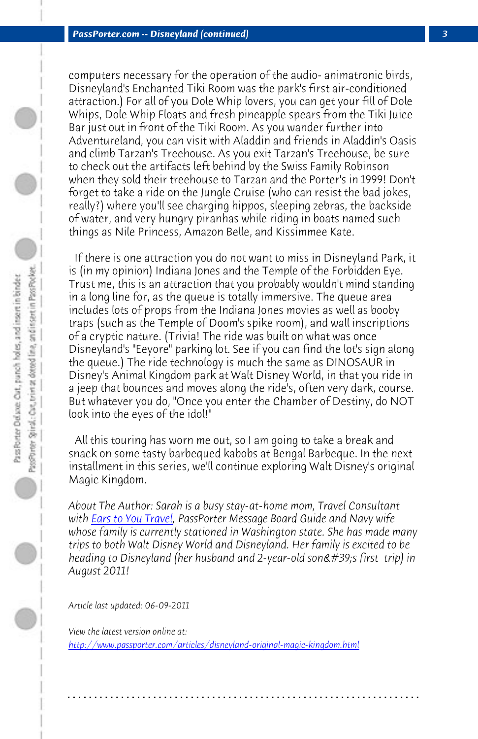computers necessary for the operation of the audio- animatronic birds, Disneyland's Enchanted Tiki Room was the park's first air-conditioned attraction.) For all of you Dole Whip lovers, you can get your fill of Dole Whips, Dole Whip Floats and fresh pineapple spears from the Tiki Juice Bar just out in front of the Tiki Room. As you wander further into Adventureland, you can visit with Aladdin and friends in Aladdin's Oasis and climb Tarzan's Treehouse. As you exit Tarzan's Treehouse, be sure to check out the artifacts left behind by the Swiss Family Robinson when they sold their treehouse to Tarzan and the Porter's in 1999! Don't forget to take a ride on the Jungle Cruise (who can resist the bad jokes, really?) where you'll see charging hippos, sleeping zebras, the backside of water, and very hungry piranhas while riding in boats named such things as Nile Princess, Amazon Belle, and Kissimmee Kate.

If there is one attraction you do not want to miss in Disneyland Park, it is (in my opinion) Indiana Jones and the Temple of the Forbidden Eye. Trust me, this is an attraction that you probably wouldn't mind standing in a long line for, as the queue is totally immersive. The queue area includes lots of props from the Indiana Jones movies as well as booby traps (such as the Temple of Doom's spike room), and wall inscriptions of a cryptic nature. (Trivia! The ride was built on what was once Disneyland's "Eeyore" parking lot. See if you can find the lot's sign along the queue.) The ride technology is much the same as DINOSAUR in Disney's Animal Kingdom park at Walt Disney World, in that you ride in a jeep that bounces and moves along the ride's, often very dark, course. But whatever you do, "Once you enter the Chamber of Destiny, do NOT look into the eyes of the idol!"

All this touring has worn me out, so I am going to take a break and snack on some tasty barbequed kabobs at Bengal Barbeque. In the next installment in this series, we'll continue exploring Walt Disney's original Magic Kingdom.

*About The Author: Sarah is a busy stay-at-home mom, Travel Consultant with [Ears to You Travel](), PassPorter Message Board Guide and Navy wife whose family is currently stationed in Washington state. She has made many trips to both Walt Disney World and Disneyland. Her family is excited to be heading to Disneyland (her husband and 2-year-old son&#39;s first trip) in August 2011!*

*Article last updated: 06-09-2011*

*View the latest version online at:*
[http://www.passporter.com/articles/disneyland-original-magic-kingdom.html](http://www.passporter.com/articles/disneyland-original-magic-kingdom.html)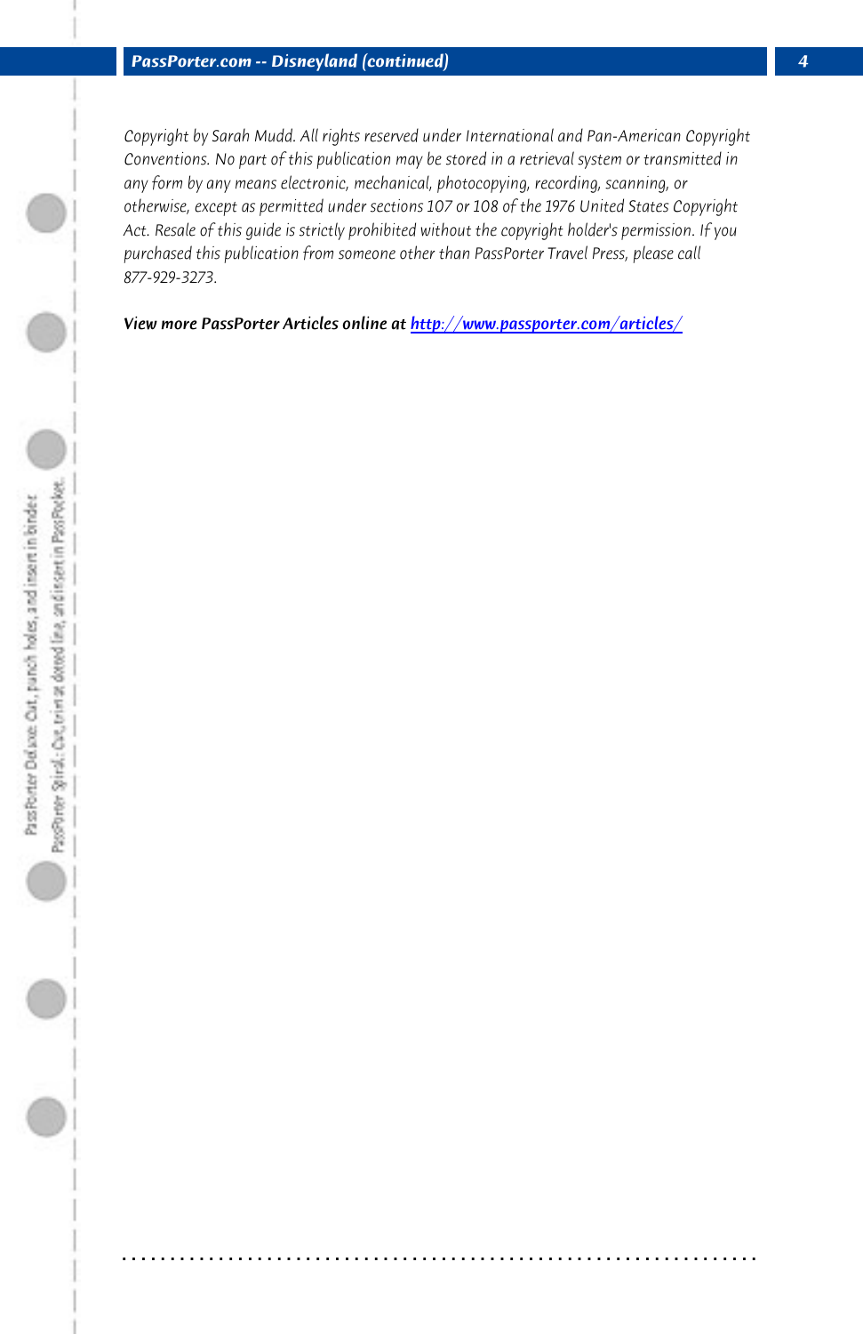*Copyright by Sarah Mudd. All rights reserved under International and Pan-American Copyright Conventions. No part of this publication may be stored in a retrieval system or transmitted in any form by any means electronic, mechanical, photocopying, recording, scanning, or otherwise, except as permitted under sections 107 or 108 of the 1976 United States Copyright Act. Resale of this guide is strictly prohibited without the copyright holder's permission. If you purchased this publication from someone other than PassPorter Travel Press, please call 877-929-3273.*

***View more PassPorter Articles online at [http://www.passporter.com/articles/](http://www.passporter.com/articles/)***